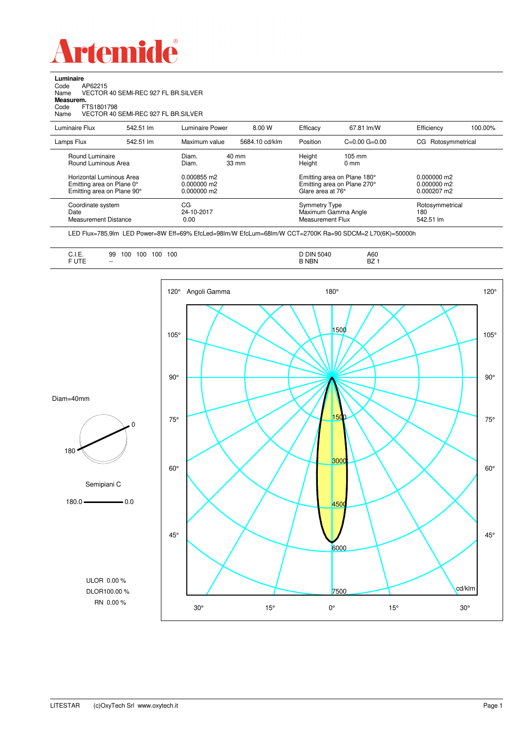# Artemide

**Luminaire**
Code AP62215
Name VECTOR 40 SEMI-REC 927 FL BR.SILVER
**Measurem.**
Code FTS1801798
Name VECTOR 40 SEMI-REC 927 FL BR.SILVER

| | | | | | | | |
|---|---|---|---|---|---|---|---|
| Luminaire Flux | 542.51 lm | Luminaire Power | 8.00 W | Efficacy | 67.81 lm/W | Efficiency | 100.00% |
| Lamps Flux | 542.51 lm | Maximum value | 5684.10 cd/klm | Position | C=0.00 G=0.00 | CG Rotosymmetrical | |

| | | | |
|---|---|---|---|
| Round Luminaire | Diam. 40 mm | Height 105 mm | |
| Round Luminous Area | Diam. 33 mm | Height 0 mm | |
| Horizontal Luminous Area | 0.000855 m2 | Emitting area on Plane 180° | 0.000000 m2 |
| Emitting area on Plane 0° | 0.000000 m2 | Emitting area on Plane 270° | 0.000000 m2 |
| Emitting area on Plane 90° | 0.000000 m2 | Glare area at 76° | 0.000207 m2 |
| Coordinate system | CG | Symmetry Type | Rotosymmetrical |
| Date | 24-10-2017 | Maximum Gamma Angle | 180 |
| Measurement Distance | 0.00 | Measurement Flux | 542.51 lm |

LED Flux=785,9lm LED Power=8W Eff=69% EfcLed=98lm/W EfcLum=68lm/W CCT=2700K Ra=90 SDCM=2 L70(6K)=50000h

| | | | |
|---|---|---|---|
| C.I.E. | 99 100 100 100 100 | D DIN 5040 | A60 |
| F UTE | -- | B NBN | BZ 1 |

Diam=40mm

Semipiani C

180.0 — 0.0

ULOR 0.00 %
DLOR100.00 %
RN 0.00 %

Angoli Gamma — cd/klm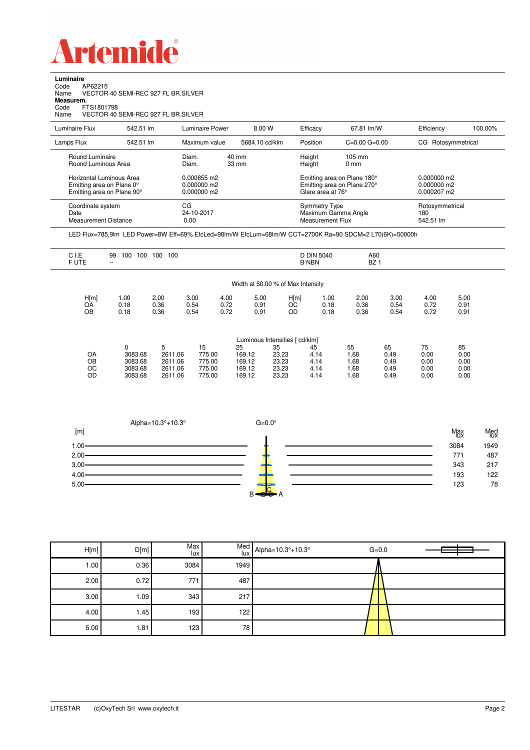# Artemide

**Luminaire**
Code AP62215
Name VECTOR 40 SEMI-REC 927 FL BR.SILVER
**Measurem.**
Code FTS1801798
Name VECTOR 40 SEMI-REC 927 FL BR.SILVER

| | | | | | | | |
|---|---|---|---|---|---|---|---|
| Luminaire Flux | 542.51 lm | Luminaire Power | 8.00 W | Efficacy | 67.81 lm/W | Efficiency | 100.00% |
| Lamps Flux | 542.51 lm | Maximum value | 5684.10 cd/klm | Position | C=0.00 G=0.00 | CG Rotosymmetrical | |

| | | | | | |
|---|---|---|---|---|---|
| Round Luminaire | Diam. | 40 mm | Height | 105 mm | |
| Round Luminous Area | Diam. | 33 mm | Height | 0 mm | |
| Horizontal Luminous Area | 0.000855 m2 | | Emitting area on Plane 180° | 0.000000 m2 | |
| Emitting area on Plane 0° | 0.000000 m2 | | Emitting area on Plane 270° | 0.000000 m2 | |
| Emitting area on Plane 90° | 0.000000 m2 | | Glare area at 76° | 0.000207 m2 | |

| | | | |
|---|---|---|---|
| Coordinate system | CG | Symmetry Type | Rotosymmetrical |
| Date | 24-10-2017 | Maximum Gamma Angle | 180 |
| Measurement Distance | 0.00 | Measurement Flux | 542.51 lm |

LED Flux=785,9lm LED Power=8W Eff=69% EfcLed=98lm/W EfcLum=68lm/W CCT=2700K Ra=90 SDCM=2 L70(6K)=50000h

| | | | |
|---|---|---|---|
| C.I.E. | 99 100 100 100 100 | D DIN 5040 | A60 |
| F UTE | -- | B NBN | BZ 1 |

Width at 50.00 % of Max Intensity

| H[m] | 1.00 | 2.00 | 3.00 | 4.00 | 5.00 | H[m] | 1.00 | 2.00 | 3.00 | 4.00 | 5.00 |
|---|---|---|---|---|---|---|---|---|---|---|---|
| OA | 0.18 | 0.36 | 0.54 | 0.72 | 0.91 | OC | 0.18 | 0.36 | 0.54 | 0.72 | 0.91 |
| OB | 0.18 | 0.36 | 0.54 | 0.72 | 0.91 | OD | 0.18 | 0.36 | 0.54 | 0.72 | 0.91 |

Luminous Intensities [ cd/klm]

| | 0 | 5 | 15 | 25 | 35 | 45 | 55 | 65 | 75 | 85 |
|---|---|---|---|---|---|---|---|---|---|---|
| OA | 3083.68 | 2611.06 | 775.00 | 169.12 | 23.23 | 4.14 | 1.68 | 0.49 | 0.00 | 0.00 |
| OB | 3083.68 | 2611.06 | 775.00 | 169.12 | 23.23 | 4.14 | 1.68 | 0.49 | 0.00 | 0.00 |
| OC | 3083.68 | 2611.06 | 775.00 | 169.12 | 23.23 | 4.14 | 1.68 | 0.49 | 0.00 | 0.00 |
| OD | 3083.68 | 2611.06 | 775.00 | 169.12 | 23.23 | 4.14 | 1.68 | 0.49 | 0.00 | 0.00 |

Alpha=10.3°+10.3°
G=0.0°
[m]
1.00
2.00
3.00
4.00
5.00
B D C A
Max lux: 3084, 771, 343, 193, 123
Med lux: 1949, 487, 217, 122, 78

| H[m] | D[m] | Max lux | Med lux | Alpha=10.3°+10.3° G=0.0 |
|---|---|---|---|---|
| 1.00 | 0.36 | 3084 | 1949 | |
| 2.00 | 0.72 | 771 | 487 | |
| 3.00 | 1.09 | 343 | 217 | |
| 4.00 | 1.45 | 193 | 122 | |
| 5.00 | 1.81 | 123 | 78 | |

LITESTAR (c)OxyTech Srl www.oxytech.it